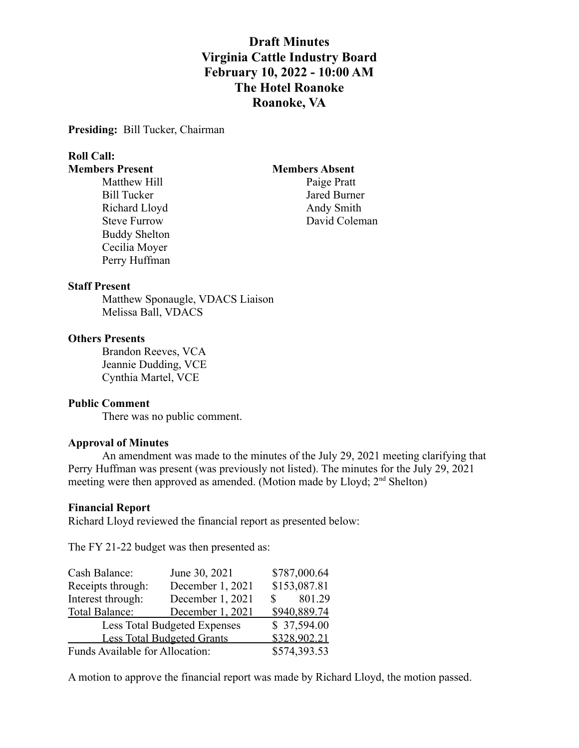# Draft Minutes
# Virginia Cattle Industry Board
# February 10, 2022 - 10:00 AM
# The Hotel Roanoke
# Roanoke, VA

**Presiding:** Bill Tucker, Chairman

**Roll Call:**

**Members Present**
- Matthew Hill
- Bill Tucker
- Richard Lloyd
- Steve Furrow
- Buddy Shelton
- Cecilia Moyer
- Perry Huffman

**Members Absent**
- Paige Pratt
- Jared Burner
- Andy Smith
- David Coleman

**Staff Present**
- Matthew Sponaugle, VDACS Liaison
- Melissa Ball, VDACS

**Others Presents**
- Brandon Reeves, VCA
- Jeannie Dudding, VCE
- Cynthia Martel, VCE

**Public Comment**

There was no public comment.

**Approval of Minutes**

An amendment was made to the minutes of the July 29, 2021 meeting clarifying that Perry Huffman was present (was previously not listed). The minutes for the July 29, 2021 meeting were then approved as amended. (Motion made by Lloyd; 2nd Shelton)

**Financial Report**

Richard Lloyd reviewed the financial report as presented below:

The FY 21-22 budget was then presented as:

| | | |
|---|---|---|
| Cash Balance: | June 30, 2021 | $787,000.64 |
| Receipts through: | December 1, 2021 | $153,087.81 |
| Interest through: | December 1, 2021 | $ 801.29 |
| Total Balance: | December 1, 2021 | $940,889.74 |
| Less Total Budgeted Expenses | | $ 37,594.00 |
| Less Total Budgeted Grants | | $328,902.21 |
| Funds Available for Allocation: | | $574,393.53 |

A motion to approve the financial report was made by Richard Lloyd, the motion passed.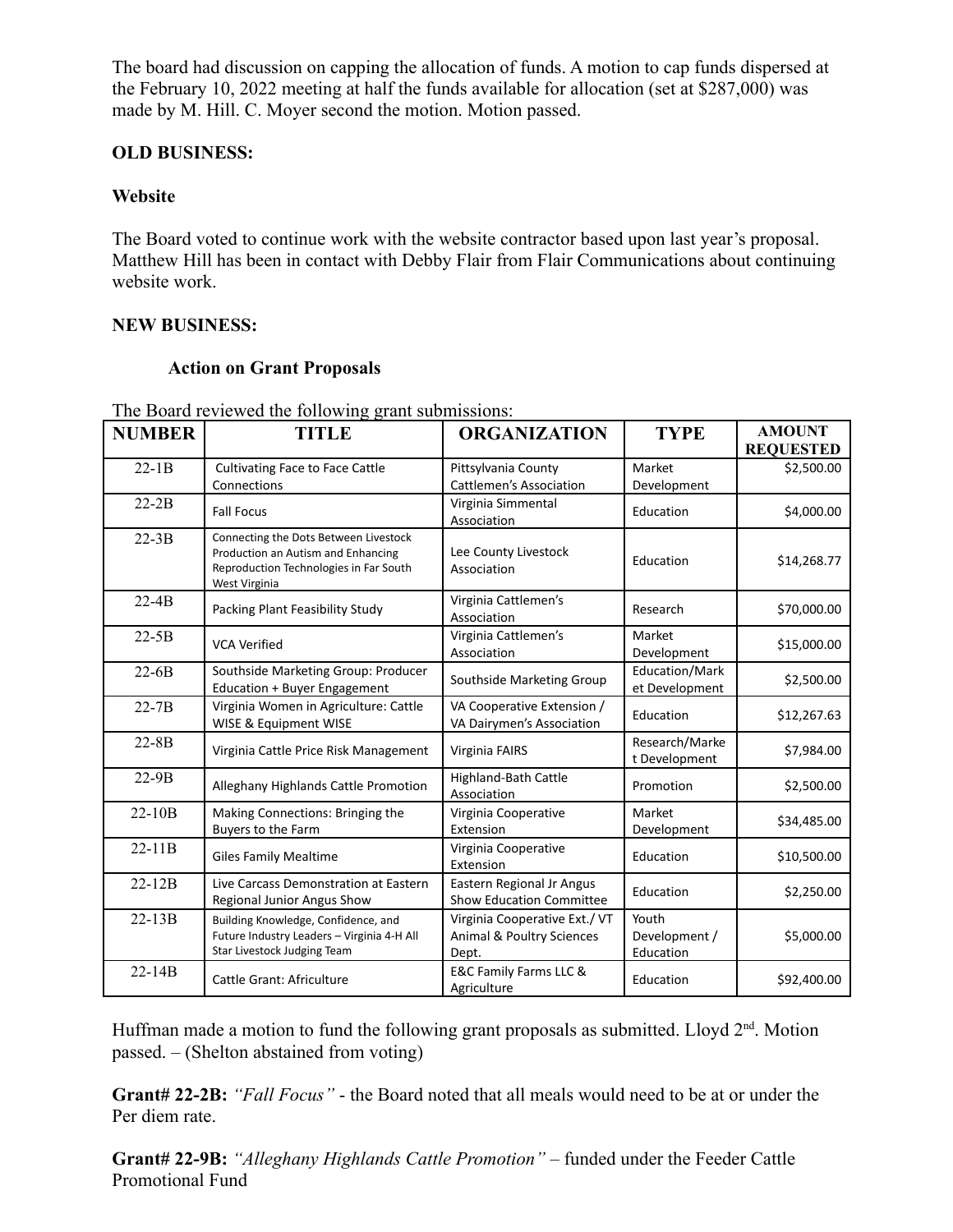The board had discussion on capping the allocation of funds. A motion to cap funds dispersed at the February 10, 2022 meeting at half the funds available for allocation (set at $287,000) was made by M. Hill. C. Moyer second the motion. Motion passed.

**OLD BUSINESS:**

**Website**

The Board voted to continue work with the website contractor based upon last year's proposal. Matthew Hill has been in contact with Debby Flair from Flair Communications about continuing website work.

**NEW BUSINESS:**

**Action on Grant Proposals**

The Board reviewed the following grant submissions:

| NUMBER | TITLE | ORGANIZATION | TYPE | AMOUNT REQUESTED |
|---|---|---|---|---|
| 22-1B | Cultivating Face to Face Cattle Connections | Pittsylvania County Cattlemen's Association | Market Development | $2,500.00 |
| 22-2B | Fall Focus | Virginia Simmental Association | Education | $4,000.00 |
| 22-3B | Connecting the Dots Between Livestock Production an Autism and Enhancing Reproduction Technologies in Far South West Virginia | Lee County Livestock Association | Education | $14,268.77 |
| 22-4B | Packing Plant Feasibility Study | Virginia Cattlemen's Association | Research | $70,000.00 |
| 22-5B | VCA Verified | Virginia Cattlemen's Association | Market Development | $15,000.00 |
| 22-6B | Southside Marketing Group: Producer Education + Buyer Engagement | Southside Marketing Group | Education/Market Development | $2,500.00 |
| 22-7B | Virginia Women in Agriculture: Cattle WISE & Equipment WISE | VA Cooperative Extension / VA Dairymen's Association | Education | $12,267.63 |
| 22-8B | Virginia Cattle Price Risk Management | Virginia FAIRS | Research/Market Development | $7,984.00 |
| 22-9B | Alleghany Highlands Cattle Promotion | Highland-Bath Cattle Association | Promotion | $2,500.00 |
| 22-10B | Making Connections: Bringing the Buyers to the Farm | Virginia Cooperative Extension | Market Development | $34,485.00 |
| 22-11B | Giles Family Mealtime | Virginia Cooperative Extension | Education | $10,500.00 |
| 22-12B | Live Carcass Demonstration at Eastern Regional Junior Angus Show | Eastern Regional Jr Angus Show Education Committee | Education | $2,250.00 |
| 22-13B | Building Knowledge, Confidence, and Future Industry Leaders – Virginia 4-H All Star Livestock Judging Team | Virginia Cooperative Ext./ VT Animal & Poultry Sciences Dept. | Youth Development / Education | $5,000.00 |
| 22-14B | Cattle Grant: Africulture | E&C Family Farms LLC & Agriculture | Education | $92,400.00 |

Huffman made a motion to fund the following grant proposals as submitted. Lloyd 2nd. Motion passed. – (Shelton abstained from voting)

**Grant# 22-2B:** *"Fall Focus"* - the Board noted that all meals would need to be at or under the Per diem rate.

**Grant# 22-9B:** *"Alleghany Highlands Cattle Promotion"* – funded under the Feeder Cattle Promotional Fund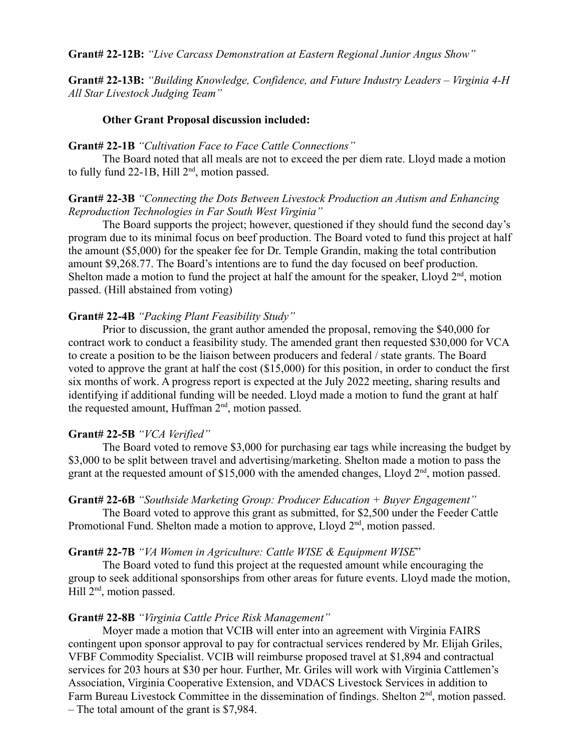**Grant# 22-12B:** *"Live Carcass Demonstration at Eastern Regional Junior Angus Show"*

**Grant# 22-13B:** *"Building Knowledge, Confidence, and Future Industry Leaders – Virginia 4-H All Star Livestock Judging Team"*

**Other Grant Proposal discussion included:**

**Grant# 22-1B** *"Cultivation Face to Face Cattle Connections"*

The Board noted that all meals are not to exceed the per diem rate. Lloyd made a motion to fully fund 22-1B, Hill 2nd, motion passed.

**Grant# 22-3B** *"Connecting the Dots Between Livestock Production an Autism and Enhancing Reproduction Technologies in Far South West Virginia"*

The Board supports the project; however, questioned if they should fund the second day's program due to its minimal focus on beef production. The Board voted to fund this project at half the amount ($5,000) for the speaker fee for Dr. Temple Grandin, making the total contribution amount $9,268.77. The Board's intentions are to fund the day focused on beef production. Shelton made a motion to fund the project at half the amount for the speaker, Lloyd 2nd, motion passed. (Hill abstained from voting)

**Grant# 22-4B** *"Packing Plant Feasibility Study"*

Prior to discussion, the grant author amended the proposal, removing the $40,000 for contract work to conduct a feasibility study. The amended grant then requested $30,000 for VCA to create a position to be the liaison between producers and federal / state grants. The Board voted to approve the grant at half the cost ($15,000) for this position, in order to conduct the first six months of work. A progress report is expected at the July 2022 meeting, sharing results and identifying if additional funding will be needed. Lloyd made a motion to fund the grant at half the requested amount, Huffman 2nd, motion passed.

**Grant# 22-5B** *"VCA Verified"*

The Board voted to remove $3,000 for purchasing ear tags while increasing the budget by $3,000 to be split between travel and advertising/marketing. Shelton made a motion to pass the grant at the requested amount of $15,000 with the amended changes, Lloyd 2nd, motion passed.

**Grant# 22-6B** *"Southside Marketing Group: Producer Education + Buyer Engagement"*

The Board voted to approve this grant as submitted, for $2,500 under the Feeder Cattle Promotional Fund. Shelton made a motion to approve, Lloyd 2nd, motion passed.

**Grant# 22-7B** *"VA Women in Agriculture: Cattle WISE & Equipment WISE"*

The Board voted to fund this project at the requested amount while encouraging the group to seek additional sponsorships from other areas for future events. Lloyd made the motion, Hill 2nd, motion passed.

**Grant# 22-8B** *"Virginia Cattle Price Risk Management"*

Moyer made a motion that VCIB will enter into an agreement with Virginia FAIRS contingent upon sponsor approval to pay for contractual services rendered by Mr. Elijah Griles, VFBF Commodity Specialist. VCIB will reimburse proposed travel at $1,894 and contractual services for 203 hours at $30 per hour. Further, Mr. Griles will work with Virginia Cattlemen's Association, Virginia Cooperative Extension, and VDACS Livestock Services in addition to Farm Bureau Livestock Committee in the dissemination of findings. Shelton 2nd, motion passed. – The total amount of the grant is $7,984.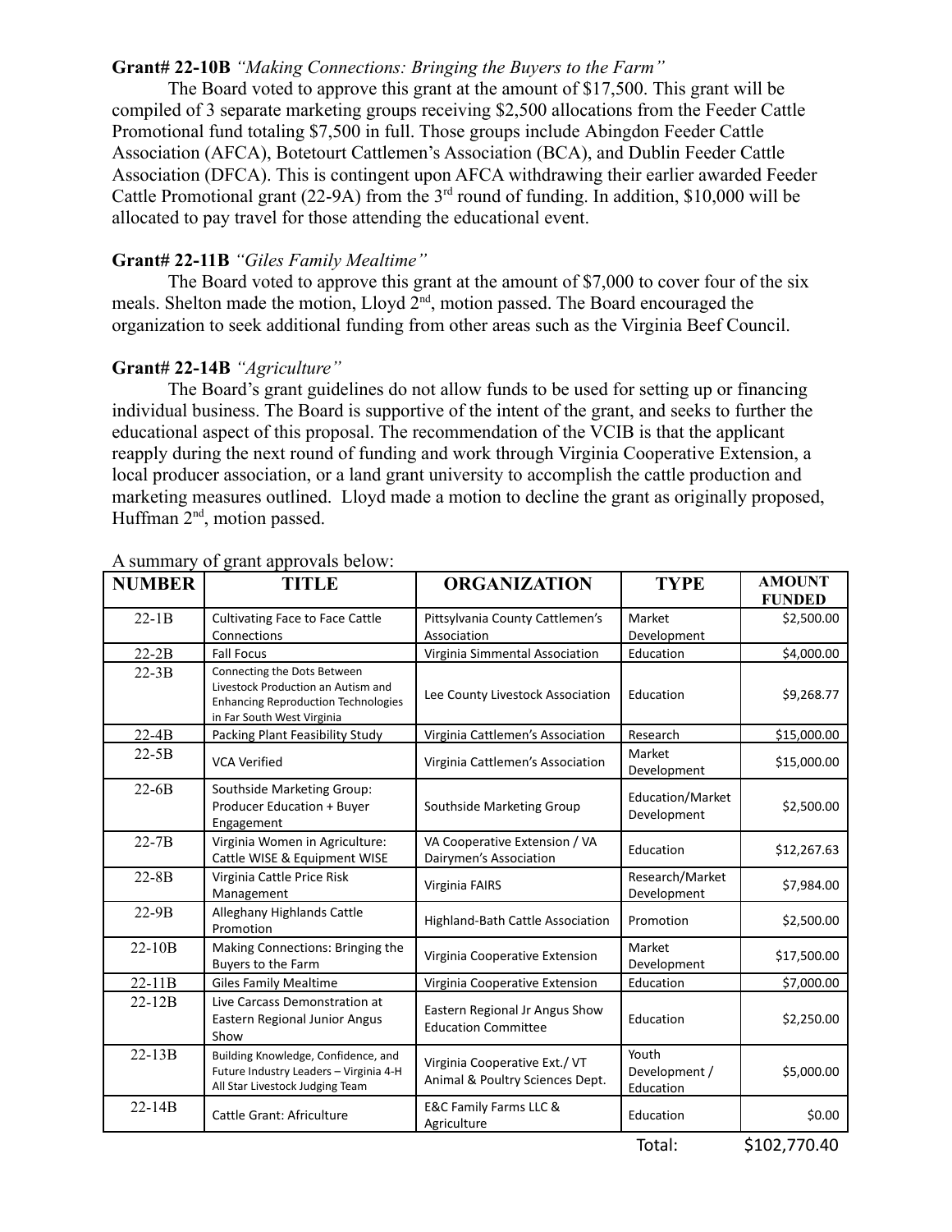**Grant# 22-10B** *"Making Connections: Bringing the Buyers to the Farm"*

The Board voted to approve this grant at the amount of $17,500. This grant will be compiled of 3 separate marketing groups receiving $2,500 allocations from the Feeder Cattle Promotional fund totaling $7,500 in full. Those groups include Abingdon Feeder Cattle Association (AFCA), Botetourt Cattlemen's Association (BCA), and Dublin Feeder Cattle Association (DFCA). This is contingent upon AFCA withdrawing their earlier awarded Feeder Cattle Promotional grant (22-9A) from the 3rd round of funding. In addition, $10,000 will be allocated to pay travel for those attending the educational event.

**Grant# 22-11B** *"Giles Family Mealtime"*

The Board voted to approve this grant at the amount of $7,000 to cover four of the six meals. Shelton made the motion, Lloyd 2nd, motion passed. The Board encouraged the organization to seek additional funding from other areas such as the Virginia Beef Council.

**Grant# 22-14B** *"Agriculture"*

The Board's grant guidelines do not allow funds to be used for setting up or financing individual business. The Board is supportive of the intent of the grant, and seeks to further the educational aspect of this proposal. The recommendation of the VCIB is that the applicant reapply during the next round of funding and work through Virginia Cooperative Extension, a local producer association, or a land grant university to accomplish the cattle production and marketing measures outlined. Lloyd made a motion to decline the grant as originally proposed, Huffman 2nd, motion passed.

A summary of grant approvals below:

| NUMBER | TITLE | ORGANIZATION | TYPE | AMOUNT FUNDED |
|---|---|---|---|---|
| 22-1B | Cultivating Face to Face Cattle Connections | Pittsylvania County Cattlemen's Association | Market Development | $2,500.00 |
| 22-2B | Fall Focus | Virginia Simmental Association | Education | $4,000.00 |
| 22-3B | Connecting the Dots Between Livestock Production an Autism and Enhancing Reproduction Technologies in Far South West Virginia | Lee County Livestock Association | Education | $9,268.77 |
| 22-4B | Packing Plant Feasibility Study | Virginia Cattlemen's Association | Research | $15,000.00 |
| 22-5B | VCA Verified | Virginia Cattlemen's Association | Market Development | $15,000.00 |
| 22-6B | Southside Marketing Group: Producer Education + Buyer Engagement | Southside Marketing Group | Education/Market Development | $2,500.00 |
| 22-7B | Virginia Women in Agriculture: Cattle WISE & Equipment WISE | VA Cooperative Extension / VA Dairymen's Association | Education | $12,267.63 |
| 22-8B | Virginia Cattle Price Risk Management | Virginia FAIRS | Research/Market Development | $7,984.00 |
| 22-9B | Alleghany Highlands Cattle Promotion | Highland-Bath Cattle Association | Promotion | $2,500.00 |
| 22-10B | Making Connections: Bringing the Buyers to the Farm | Virginia Cooperative Extension | Market Development | $17,500.00 |
| 22-11B | Giles Family Mealtime | Virginia Cooperative Extension | Education | $7,000.00 |
| 22-12B | Live Carcass Demonstration at Eastern Regional Junior Angus Show | Eastern Regional Jr Angus Show Education Committee | Education | $2,250.00 |
| 22-13B | Building Knowledge, Confidence, and Future Industry Leaders – Virginia 4-H All Star Livestock Judging Team | Virginia Cooperative Ext./ VT Animal & Poultry Sciences Dept. | Youth Development / Education | $5,000.00 |
| 22-14B | Cattle Grant: Africulture | E&C Family Farms LLC & Agriculture | Education | $0.00 |
| | | | Total: | $102,770.40 |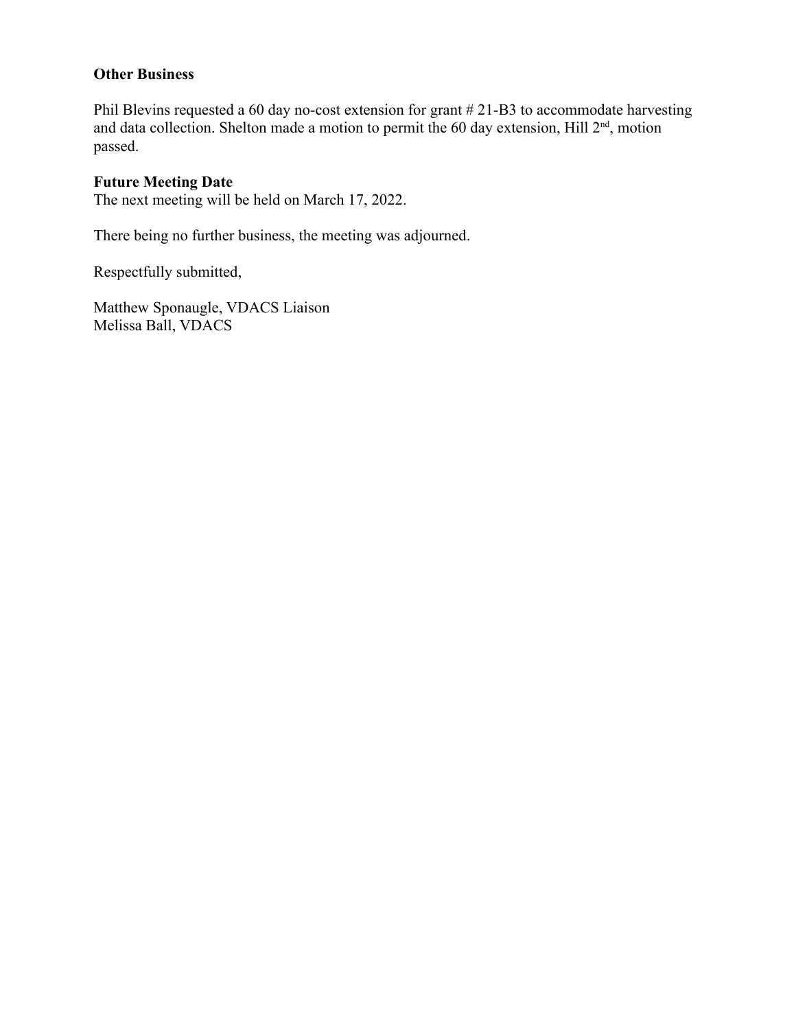**Other Business**

Phil Blevins requested a 60 day no-cost extension for grant # 21-B3 to accommodate harvesting and data collection. Shelton made a motion to permit the 60 day extension, Hill 2nd, motion passed.

**Future Meeting Date**

The next meeting will be held on March 17, 2022.

There being no further business, the meeting was adjourned.

Respectfully submitted,

Matthew Sponaugle, VDACS Liaison
Melissa Ball, VDACS